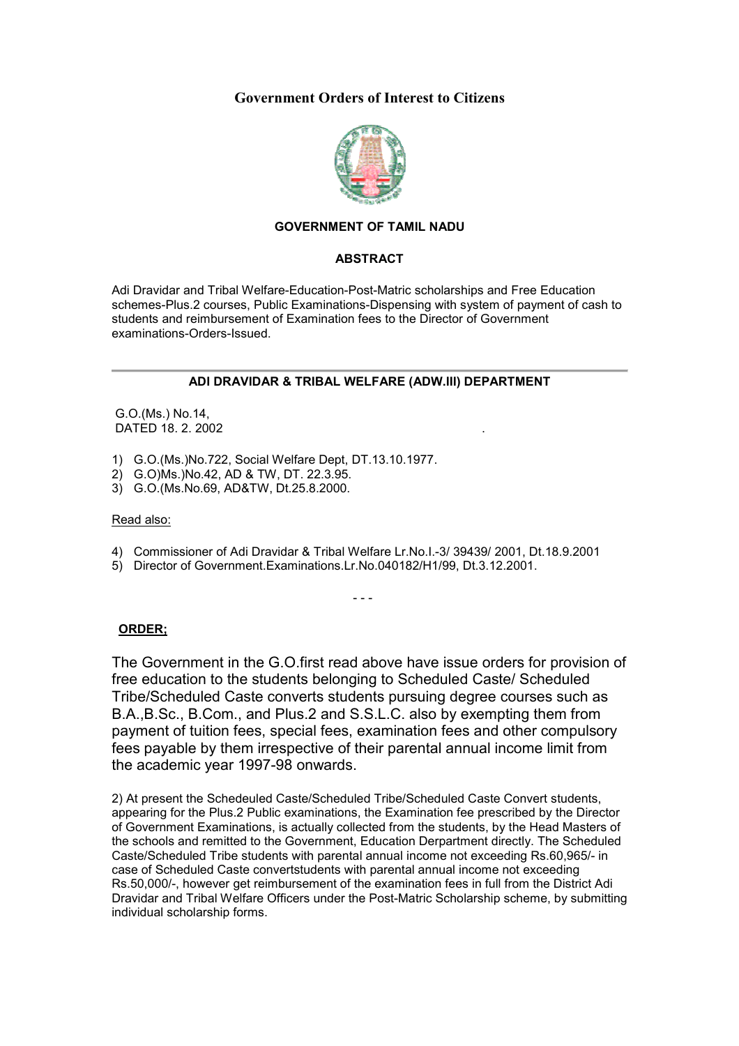# Government Orders of Interest to Citizens

**GOVERNMENT OF TAMIL NADU**

**ABSTRACT**

Adi Dravidar and Tribal Welfare-Education-Post-Matric scholarships and Free Education schemes-Plus.2 courses, Public Examinations-Dispensing with system of payment of cash to students and reimbursement of Examination fees to the Director of Government examinations-Orders-Issued.

---

**ADI DRAVIDAR & TRIBAL WELFARE (ADW.III) DEPARTMENT**

G.O.(Ms.) No.14,
DATED 18. 2. 2002 .

1) G.O.(Ms.)No.722, Social Welfare Dept, DT.13.10.1977.
2) G.O)Ms.)No.42, AD & TW, DT. 22.3.95.
3) G.O.(Ms.No.69, AD&TW, Dt.25.8.2000.

Read also:

4) Commissioner of Adi Dravidar & Tribal Welfare Lr.No.I.-3/ 39439/ 2001, Dt.18.9.2001
5) Director of Government.Examinations.Lr.No.040182/H1/99, Dt.3.12.2001.

- - -

**ORDER;**

The Government in the G.O.first read above have issue orders for provision of free education to the students belonging to Scheduled Caste/ Scheduled Tribe/Scheduled Caste converts students pursuing degree courses such as B.A.,B.Sc., B.Com., and Plus.2 and S.S.L.C. also by exempting them from payment of tuition fees, special fees, examination fees and other compulsory fees payable by them irrespective of their parental annual income limit from the academic year 1997-98 onwards.

2) At present the Schedeuled Caste/Scheduled Tribe/Scheduled Caste Convert students, appearing for the Plus.2 Public examinations, the Examination fee prescribed by the Director of Government Examinations, is actually collected from the students, by the Head Masters of the schools and remitted to the Government, Education Derpartment directly. The Scheduled Caste/Scheduled Tribe students with parental annual income not exceeding Rs.60,965/- in case of Scheduled Caste convertstudents with parental annual income not exceeding Rs.50,000/-, however get reimbursement of the examination fees in full from the District Adi Dravidar and Tribal Welfare Officers under the Post-Matric Scholarship scheme, by submitting individual scholarship forms.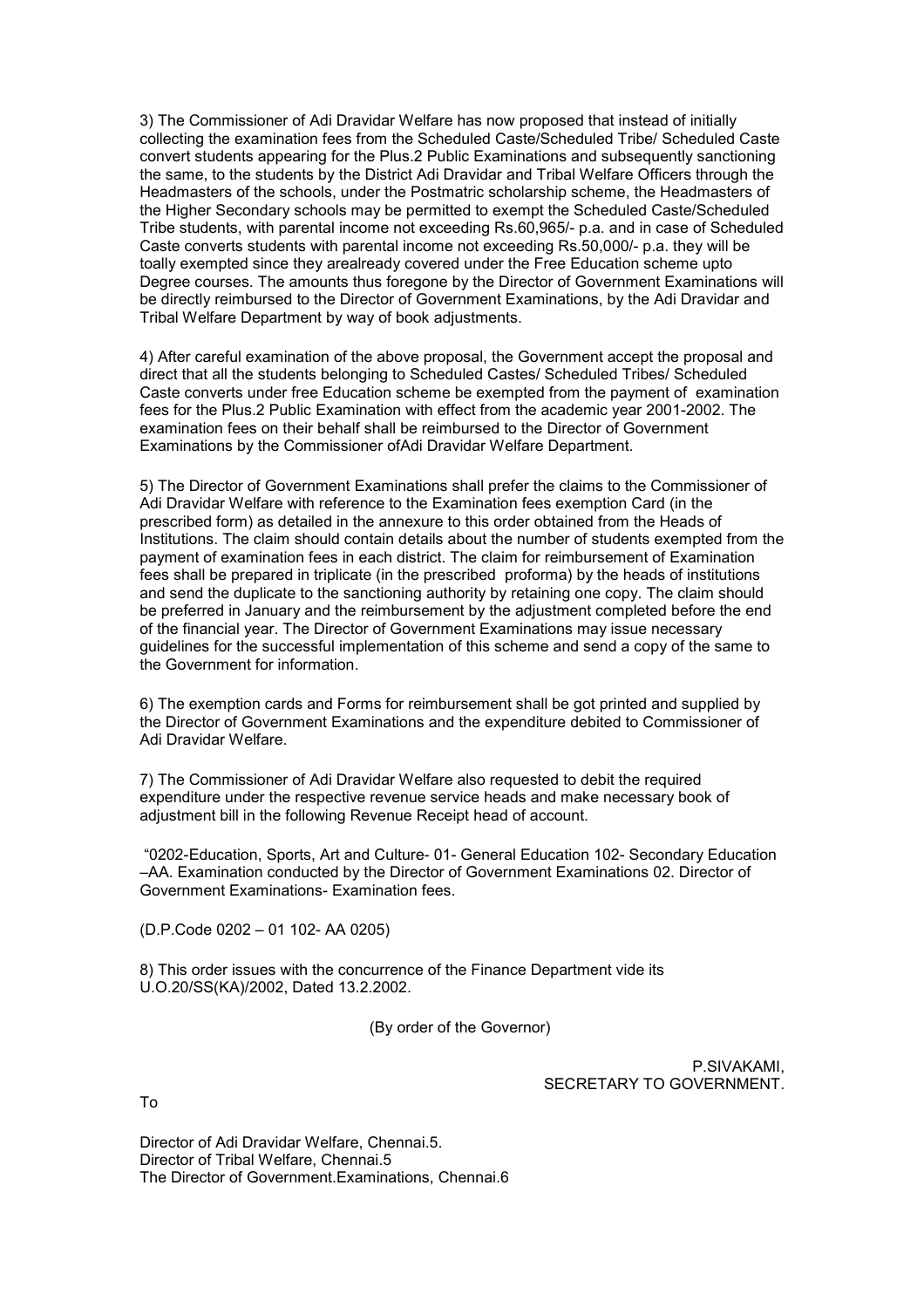3) The Commissioner of Adi Dravidar Welfare has now proposed that instead of initially collecting the examination fees from the Scheduled Caste/Scheduled Tribe/ Scheduled Caste convert students appearing for the Plus.2 Public Examinations and subsequently sanctioning the same, to the students by the District Adi Dravidar and Tribal Welfare Officers through the Headmasters of the schools, under the Postmatric scholarship scheme, the Headmasters of the Higher Secondary schools may be permitted to exempt the Scheduled Caste/Scheduled Tribe students, with parental income not exceeding Rs.60,965/- p.a. and in case of Scheduled Caste converts students with parental income not exceeding Rs.50,000/- p.a. they will be toally exempted since they arealready covered under the Free Education scheme upto Degree courses. The amounts thus foregone by the Director of Government Examinations will be directly reimbursed to the Director of Government Examinations, by the Adi Dravidar and Tribal Welfare Department by way of book adjustments.

4) After careful examination of the above proposal, the Government accept the proposal and direct that all the students belonging to Scheduled Castes/ Scheduled Tribes/ Scheduled Caste converts under free Education scheme be exempted from the payment of examination fees for the Plus.2 Public Examination with effect from the academic year 2001-2002. The examination fees on their behalf shall be reimbursed to the Director of Government Examinations by the Commissioner ofAdi Dravidar Welfare Department.

5) The Director of Government Examinations shall prefer the claims to the Commissioner of Adi Dravidar Welfare with reference to the Examination fees exemption Card (in the prescribed form) as detailed in the annexure to this order obtained from the Heads of Institutions. The claim should contain details about the number of students exempted from the payment of examination fees in each district. The claim for reimbursement of Examination fees shall be prepared in triplicate (in the prescribed proforma) by the heads of institutions and send the duplicate to the sanctioning authority by retaining one copy. The claim should be preferred in January and the reimbursement by the adjustment completed before the end of the financial year. The Director of Government Examinations may issue necessary guidelines for the successful implementation of this scheme and send a copy of the same to the Government for information.

6) The exemption cards and Forms for reimbursement shall be got printed and supplied by the Director of Government Examinations and the expenditure debited to Commissioner of Adi Dravidar Welfare.

7) The Commissioner of Adi Dravidar Welfare also requested to debit the required expenditure under the respective revenue service heads and make necessary book of adjustment bill in the following Revenue Receipt head of account.

"0202-Education, Sports, Art and Culture- 01- General Education 102- Secondary Education –AA. Examination conducted by the Director of Government Examinations 02. Director of Government Examinations- Examination fees.

(D.P.Code 0202 – 01 102- AA 0205)

8) This order issues with the concurrence of the Finance Department vide its U.O.20/SS(KA)/2002, Dated 13.2.2002.

(By order of the Governor)

P.SIVAKAMI,
SECRETARY TO GOVERNMENT.

To

Director of Adi Dravidar Welfare, Chennai.5.
Director of Tribal Welfare, Chennai.5
The Director of Government.Examinations, Chennai.6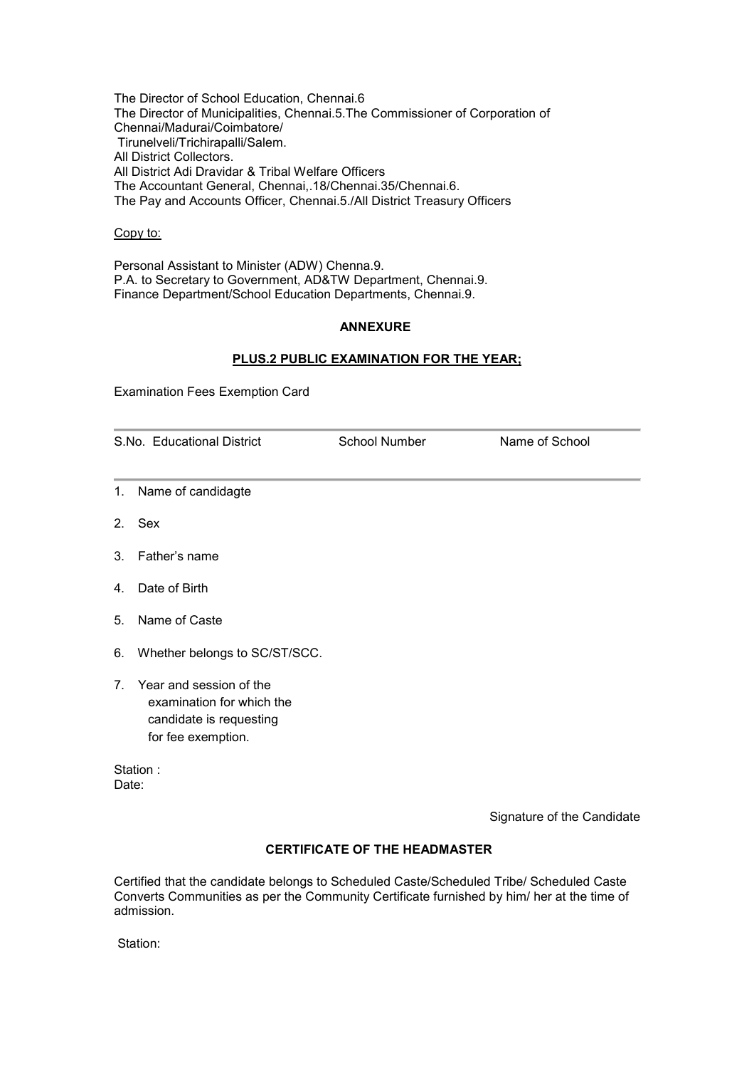The Director of School Education, Chennai.6
The Director of Municipalities, Chennai.5.The Commissioner of Corporation of Chennai/Madurai/Coimbatore/
Tirunelveli/Trichirapalli/Salem.
All District Collectors.
All District Adi Dravidar & Tribal Welfare Officers
The Accountant General, Chennai,.18/Chennai.35/Chennai.6.
The Pay and Accounts Officer, Chennai.5./All District Treasury Officers

<u>Copy to:</u>

Personal Assistant to Minister (ADW) Chenna.9.
P.A. to Secretary to Government, AD&TW Department, Chennai.9.
Finance Department/School Education Departments, Chennai.9.

## ANNEXURE

### <u>PLUS.2 PUBLIC EXAMINATION FOR THE YEAR;</u>

Examination Fees Exemption Card

| S.No. | Educational District | School Number | Name of School |
|---|---|---|---|
| | | | |

1. Name of candidagte
2. Sex
3. Father's name
4. Date of Birth
5. Name of Caste
6. Whether belongs to SC/ST/SCC.
7. Year and session of the examination for which the candidate is requesting for fee exemption.

Station :
Date:

Signature of the Candidate

### CERTIFICATE OF THE HEADMASTER

Certified that the candidate belongs to Scheduled Caste/Scheduled Tribe/ Scheduled Caste Converts Communities as per the Community Certificate furnished by him/ her at the time of admission.

Station: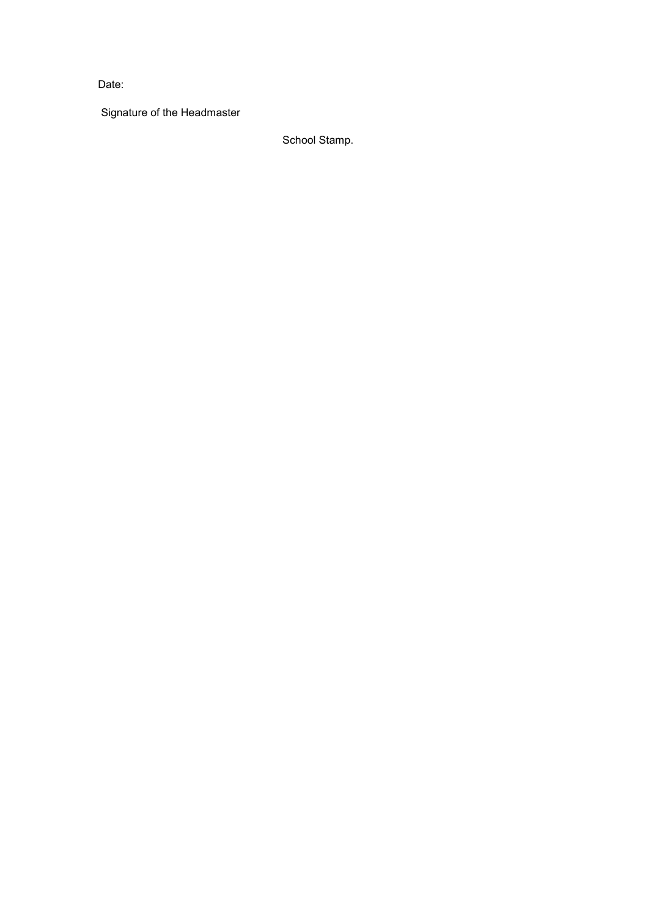Date:

Signature of the Headmaster

School Stamp.